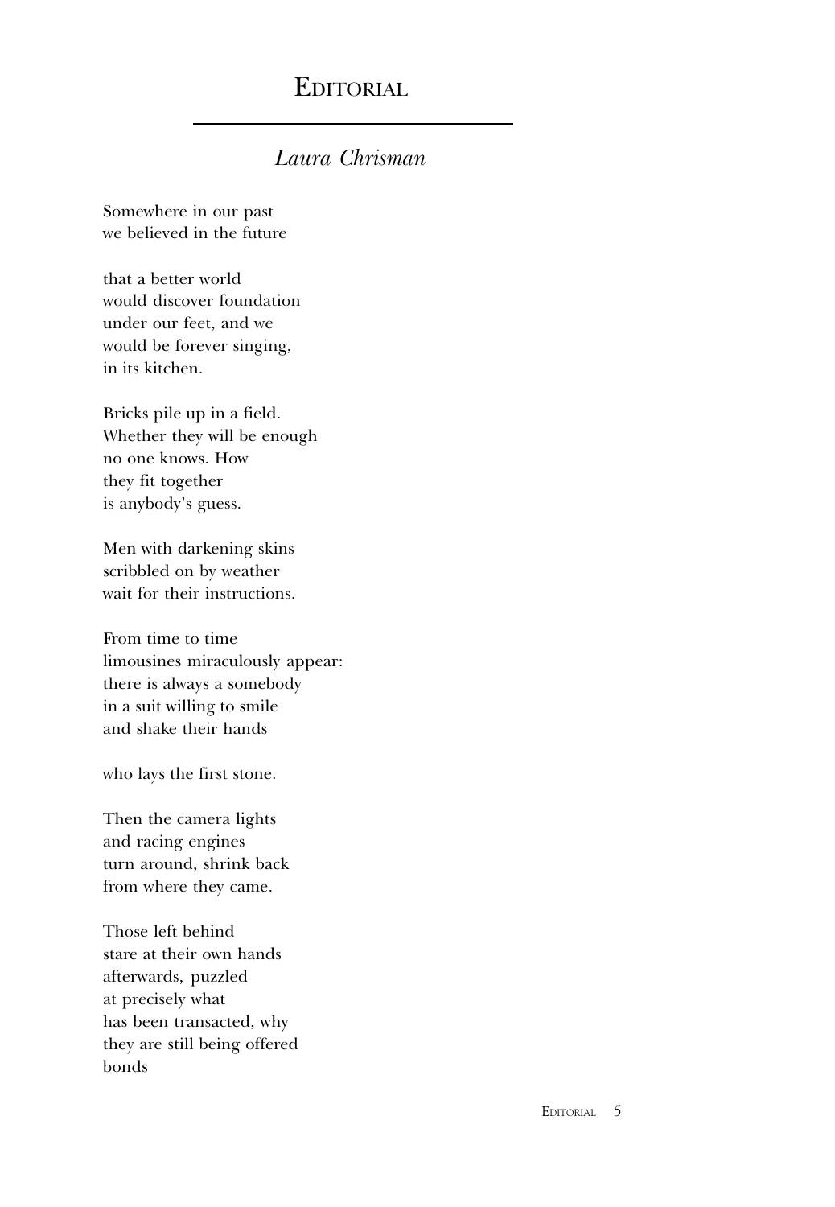# Editorial

*Laura Chrisman*

Somewhere in our past
we believed in the future

that a better world
would discover foundation
under our feet, and we
would be forever singing,
in its kitchen.

Bricks pile up in a field.
Whether they will be enough
no one knows. How
they fit together
is anybody's guess.

Men with darkening skins
scribbled on by weather
wait for their instructions.

From time to time
limousines miraculously appear:
there is always a somebody
in a suit willing to smile
and shake their hands

who lays the first stone.

Then the camera lights
and racing engines
turn around, shrink back
from where they came.

Those left behind
stare at their own hands
afterwards, puzzled
at precisely what
has been transacted, why
they are still being offered
bonds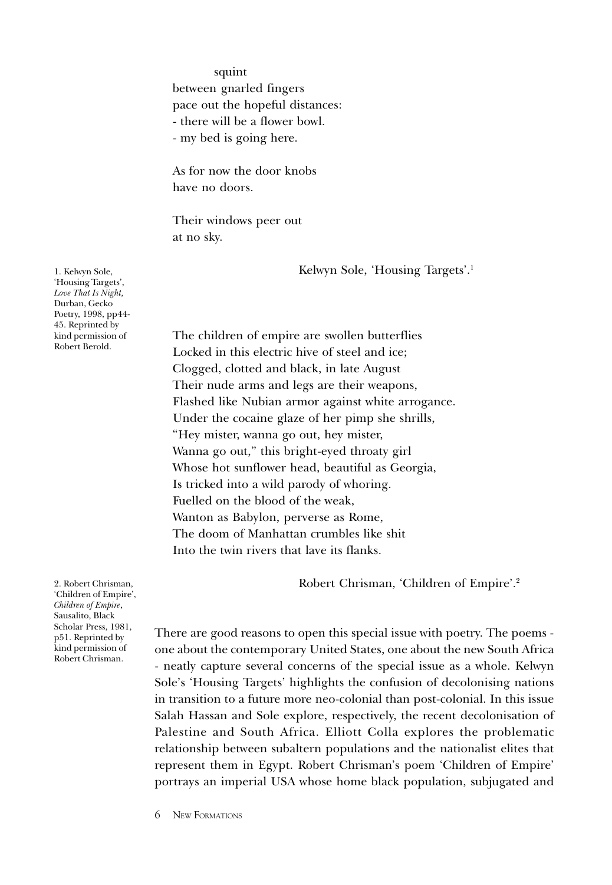squint
between gnarled fingers
pace out the hopeful distances:
- there will be a flower bowl.
- my bed is going here.

As for now the door knobs
have no doors.

Their windows peer out
at no sky.

Kelwyn Sole, 'Housing Targets'.[1]

1. Kelwyn Sole, 'Housing Targets', *Love That Is Night,* Durban, Gecko Poetry, 1998, pp44-45. Reprinted by kind permission of Robert Berold.

The children of empire are swollen butterflies
Locked in this electric hive of steel and ice;
Clogged, clotted and black, in late August
Their nude arms and legs are their weapons,
Flashed like Nubian armor against white arrogance.
Under the cocaine glaze of her pimp she shrills,
"Hey mister, wanna go out, hey mister,
Wanna go out," this bright-eyed throaty girl
Whose hot sunflower head, beautiful as Georgia,
Is tricked into a wild parody of whoring.
Fuelled on the blood of the weak,
Wanton as Babylon, perverse as Rome,
The doom of Manhattan crumbles like shit
Into the twin rivers that lave its flanks.

Robert Chrisman, 'Children of Empire'.[2]

2. Robert Chrisman, 'Children of Empire', *Children of Empire*, Sausalito, Black Scholar Press, 1981, p51. Reprinted by kind permission of Robert Chrisman.

There are good reasons to open this special issue with poetry. The poems - one about the contemporary United States, one about the new South Africa - neatly capture several concerns of the special issue as a whole. Kelwyn Sole's 'Housing Targets' highlights the confusion of decolonising nations in transition to a future more neo-colonial than post-colonial. In this issue Salah Hassan and Sole explore, respectively, the recent decolonisation of Palestine and South Africa. Elliott Colla explores the problematic relationship between subaltern populations and the nationalist elites that represent them in Egypt. Robert Chrisman's poem 'Children of Empire' portrays an imperial USA whose home black population, subjugated and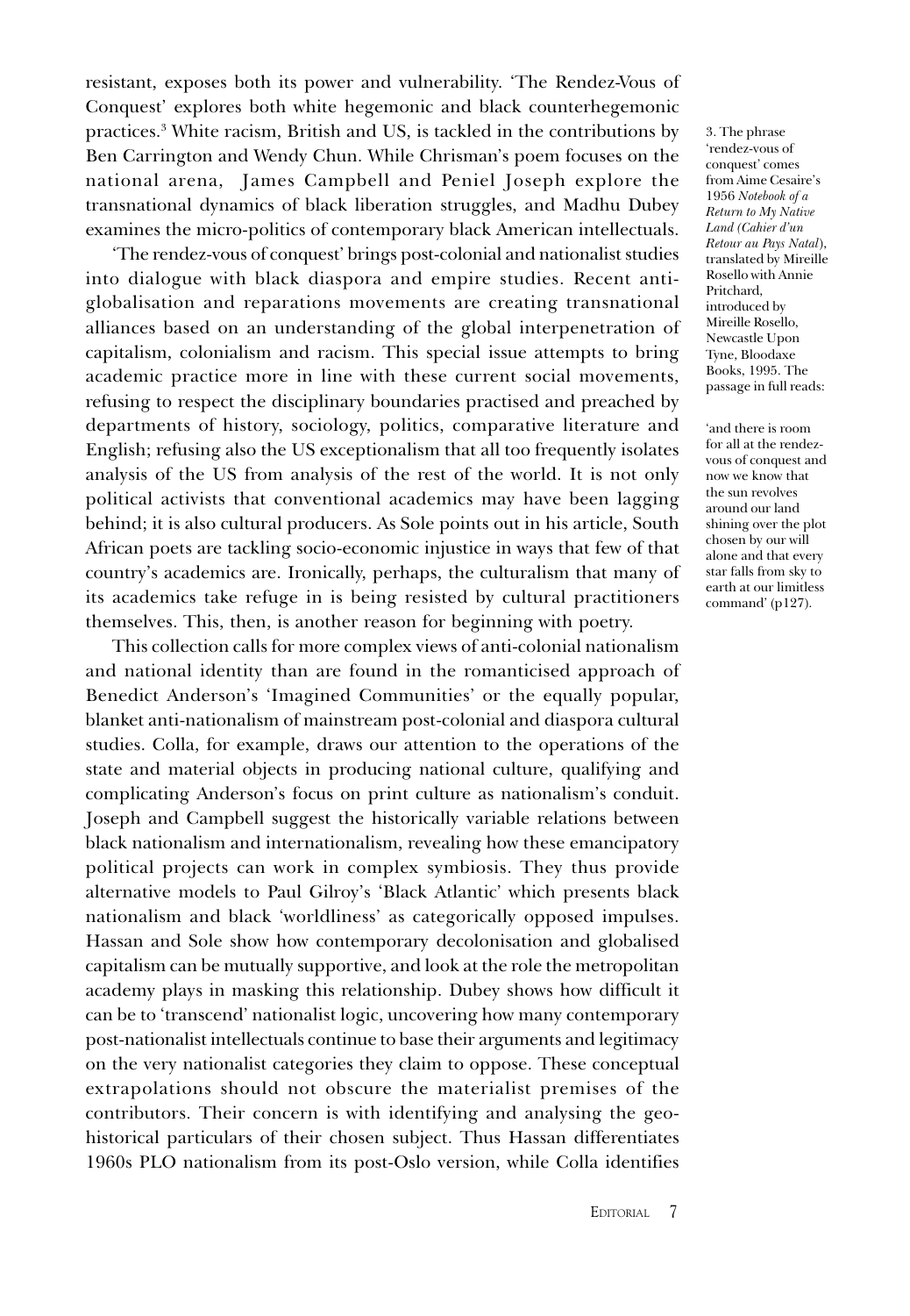resistant, exposes both its power and vulnerability. 'The Rendez-Vous of Conquest' explores both white hegemonic and black counterhegemonic practices.[3] White racism, British and US, is tackled in the contributions by Ben Carrington and Wendy Chun. While Chrisman's poem focuses on the national arena, James Campbell and Peniel Joseph explore the transnational dynamics of black liberation struggles, and Madhu Dubey examines the micro-politics of contemporary black American intellectuals.

'The rendez-vous of conquest' brings post-colonial and nationalist studies into dialogue with black diaspora and empire studies. Recent anti-globalisation and reparations movements are creating transnational alliances based on an understanding of the global interpenetration of capitalism, colonialism and racism. This special issue attempts to bring academic practice more in line with these current social movements, refusing to respect the disciplinary boundaries practised and preached by departments of history, sociology, politics, comparative literature and English; refusing also the US exceptionalism that all too frequently isolates analysis of the US from analysis of the rest of the world. It is not only political activists that conventional academics may have been lagging behind; it is also cultural producers. As Sole points out in his article, South African poets are tackling socio-economic injustice in ways that few of that country's academics are. Ironically, perhaps, the culturalism that many of its academics take refuge in is being resisted by cultural practitioners themselves. This, then, is another reason for beginning with poetry.

This collection calls for more complex views of anti-colonial nationalism and national identity than are found in the romanticised approach of Benedict Anderson's 'Imagined Communities' or the equally popular, blanket anti-nationalism of mainstream post-colonial and diaspora cultural studies. Colla, for example, draws our attention to the operations of the state and material objects in producing national culture, qualifying and complicating Anderson's focus on print culture as nationalism's conduit. Joseph and Campbell suggest the historically variable relations between black nationalism and internationalism, revealing how these emancipatory political projects can work in complex symbiosis. They thus provide alternative models to Paul Gilroy's 'Black Atlantic' which presents black nationalism and black 'worldliness' as categorically opposed impulses. Hassan and Sole show how contemporary decolonisation and globalised capitalism can be mutually supportive, and look at the role the metropolitan academy plays in masking this relationship. Dubey shows how difficult it can be to 'transcend' nationalist logic, uncovering how many contemporary post-nationalist intellectuals continue to base their arguments and legitimacy on the very nationalist categories they claim to oppose. These conceptual extrapolations should not obscure the materialist premises of the contributors. Their concern is with identifying and analysing the geo-historical particulars of their chosen subject. Thus Hassan differentiates 1960s PLO nationalism from its post-Oslo version, while Colla identifies

3. The phrase 'rendez-vous of conquest' comes from Aime Cesaire's 1956 *Notebook of a Return to My Native Land (Cahier d'un Retour au Pays Natal)*, translated by Mireille Rosello with Annie Pritchard, introduced by Mireille Rosello, Newcastle Upon Tyne, Bloodaxe Books, 1995. The passage in full reads:

'and there is room for all at the rendez-vous of conquest and now we know that the sun revolves around our land shining over the plot chosen by our will alone and that every star falls from sky to earth at our limitless command' (p127).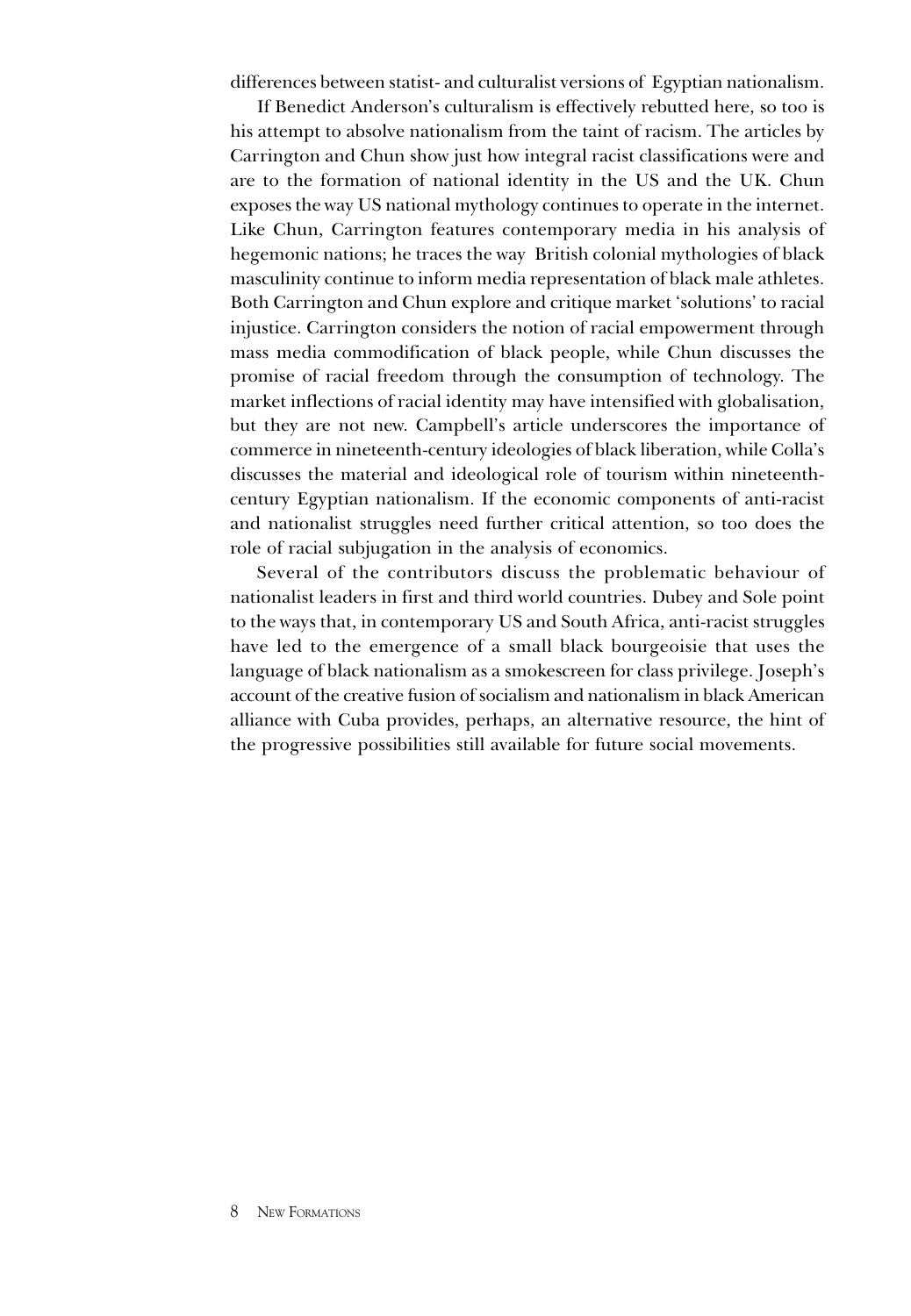differences between statist- and culturalist versions of Egyptian nationalism.

If Benedict Anderson's culturalism is effectively rebutted here, so too is his attempt to absolve nationalism from the taint of racism. The articles by Carrington and Chun show just how integral racist classifications were and are to the formation of national identity in the US and the UK. Chun exposes the way US national mythology continues to operate in the internet. Like Chun, Carrington features contemporary media in his analysis of hegemonic nations; he traces the way British colonial mythologies of black masculinity continue to inform media representation of black male athletes. Both Carrington and Chun explore and critique market 'solutions' to racial injustice. Carrington considers the notion of racial empowerment through mass media commodification of black people, while Chun discusses the promise of racial freedom through the consumption of technology. The market inflections of racial identity may have intensified with globalisation, but they are not new. Campbell's article underscores the importance of commerce in nineteenth-century ideologies of black liberation, while Colla's discusses the material and ideological role of tourism within nineteenth-century Egyptian nationalism. If the economic components of anti-racist and nationalist struggles need further critical attention, so too does the role of racial subjugation in the analysis of economics.

Several of the contributors discuss the problematic behaviour of nationalist leaders in first and third world countries. Dubey and Sole point to the ways that, in contemporary US and South Africa, anti-racist struggles have led to the emergence of a small black bourgeoisie that uses the language of black nationalism as a smokescreen for class privilege. Joseph's account of the creative fusion of socialism and nationalism in black American alliance with Cuba provides, perhaps, an alternative resource, the hint of the progressive possibilities still available for future social movements.